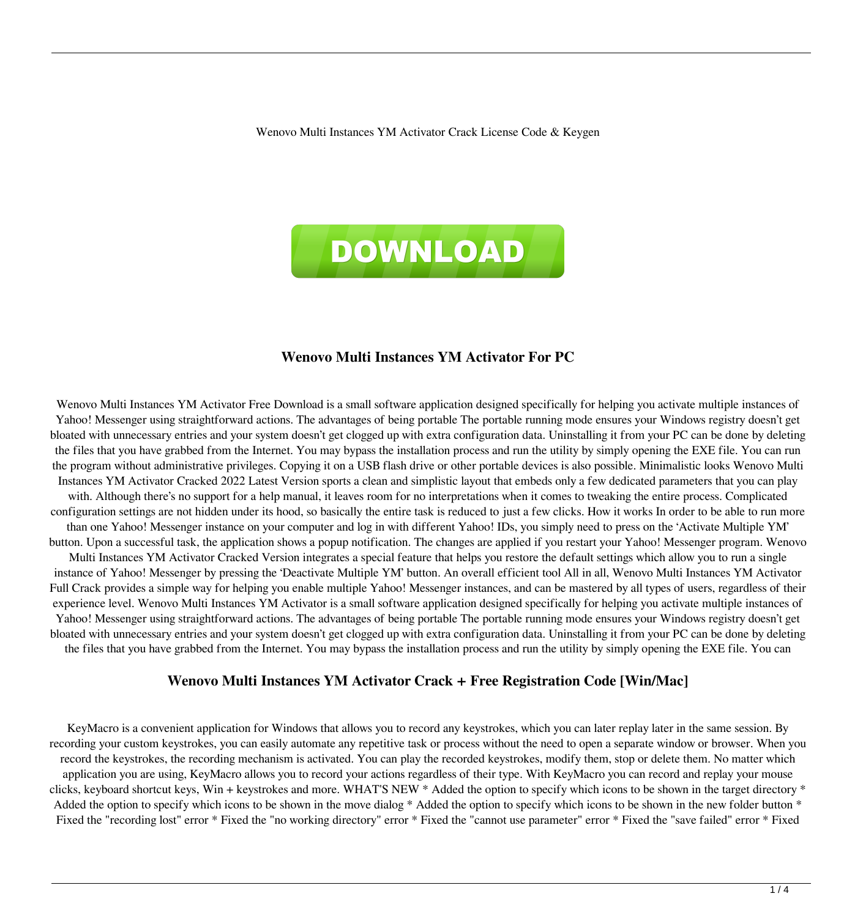Wenovo Multi Instances YM Activator Crack License Code & Keygen

DOWNLOAD

## Wenovo Multi Instances YM Activator For PC

Wenovo Multi Instances YM Activator Free Download is a small software application designed specifically for helping you activate multiple instances of Yahoo! Messenger using straightforward actions. The advantages of being portable The portable running mode ensures your Windows registry doesn't get bloated with unnecessary entries and your system doesn't get clogged up with extra configuration data. Uninstalling it from your PC can be done by deleting the files that you have grabbed from the Internet. You may bypass the installation process and run the utility by simply opening the EXE file. You can run the program without administrative privileges. Copying it on a USB flash drive or other portable devices is also possible. Minimalistic looks Wenovo Multi Instances YM Activator Cracked 2022 Latest Version sports a clean and simplistic layout that embeds only a few dedicated parameters that you can play with. Although there's no support for a help manual, it leaves room for no interpretations when it comes to tweaking the entire process. Complicated configuration settings are not hidden under its hood, so basically the entire task is reduced to just a few clicks. How it works In order to be able to run more than one Yahoo! Messenger instance on your computer and log in with different Yahoo! IDs, you simply need to press on the 'Activate Multiple YM' button. Upon a successful task, the application shows a popup notification. The changes are applied if you restart your Yahoo! Messenger program. Wenovo Multi Instances YM Activator Cracked Version integrates a special feature that helps you restore the default settings which allow you to run a single instance of Yahoo! Messenger by pressing the 'Deactivate Multiple YM' button. An overall efficient tool All in all, Wenovo Multi Instances YM Activator Full Crack provides a simple way for helping you enable multiple Yahoo! Messenger instances, and can be mastered by all types of users, regardless of their experience level. Wenovo Multi Instances YM Activator is a small software application designed specifically for helping you activate multiple instances of Yahoo! Messenger using straightforward actions. The advantages of being portable The portable running mode ensures your Windows registry doesn't get bloated with unnecessary entries and your system doesn't get clogged up with extra configuration data. Uninstalling it from your PC can be done by deleting the files that you have grabbed from the Internet. You may bypass the installation process and run the utility by simply opening the EXE file. You can

## Wenovo Multi Instances YM Activator Crack + Free Registration Code [Win/Mac]

KeyMacro is a convenient application for Windows that allows you to record any keystrokes, which you can later replay later in the same session. By recording your custom keystrokes, you can easily automate any repetitive task or process without the need to open a separate window or browser. When you record the keystrokes, the recording mechanism is activated. You can play the recorded keystrokes, modify them, stop or delete them. No matter which application you are using, KeyMacro allows you to record your actions regardless of their type. With KeyMacro you can record and replay your mouse clicks, keyboard shortcut keys, Win + keystrokes and more. WHAT'S NEW * Added the option to specify which icons to be shown in the target directory * Added the option to specify which icons to be shown in the move dialog * Added the option to specify which icons to be shown in the new folder button * Fixed the "recording lost" error * Fixed the "no working directory" error * Fixed the "cannot use parameter" error * Fixed the "save failed" error * Fixed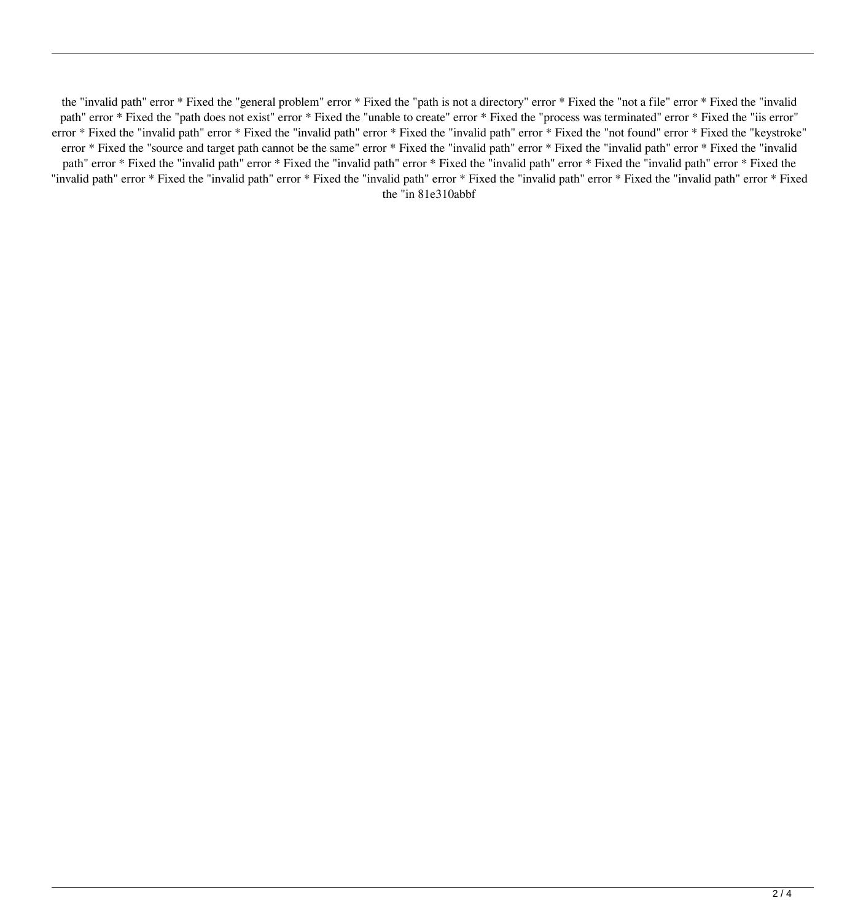the "invalid path" error * Fixed the "general problem" error * Fixed the "path is not a directory" error * Fixed the "not a file" error * Fixed the "invalid path" error * Fixed the "path does not exist" error * Fixed the "unable to create" error * Fixed the "process was terminated" error * Fixed the "iis error" error * Fixed the "invalid path" error * Fixed the "invalid path" error * Fixed the "invalid path" error * Fixed the "not found" error * Fixed the "keystroke" error * Fixed the "source and target path cannot be the same" error * Fixed the "invalid path" error * Fixed the "invalid path" error * Fixed the "invalid path" error * Fixed the "invalid path" error * Fixed the "invalid path" error * Fixed the "invalid path" error * Fixed the "invalid path" error * Fixed the "invalid path" error * Fixed the "invalid path" error * Fixed the "invalid path" error * Fixed the "invalid path" error * Fixed the "invalid path" error * Fixed the "in 81e310abbf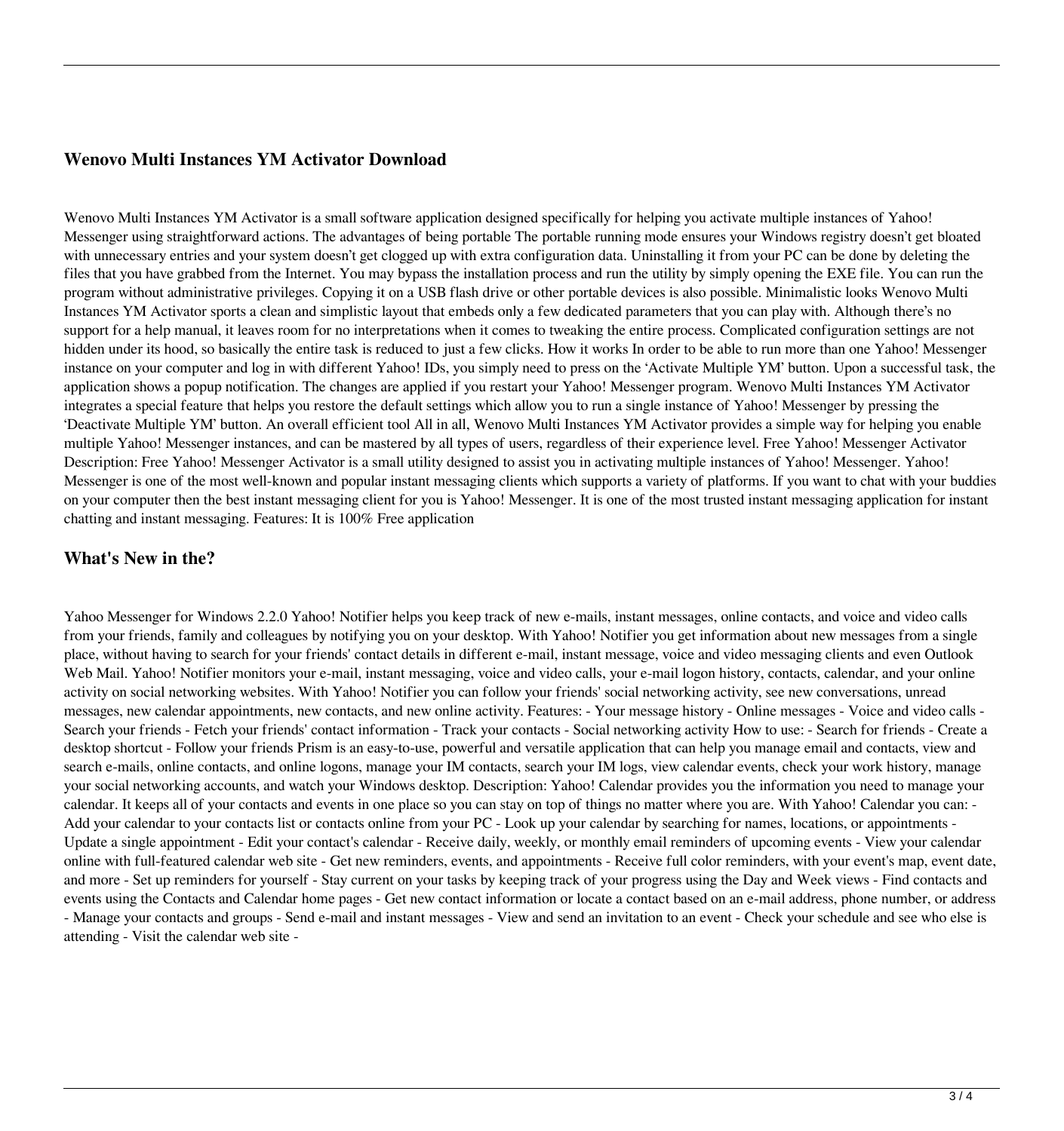## Wenovo Multi Instances YM Activator Download

Wenovo Multi Instances YM Activator is a small software application designed specifically for helping you activate multiple instances of Yahoo! Messenger using straightforward actions. The advantages of being portable The portable running mode ensures your Windows registry doesn't get bloated with unnecessary entries and your system doesn't get clogged up with extra configuration data. Uninstalling it from your PC can be done by deleting the files that you have grabbed from the Internet. You may bypass the installation process and run the utility by simply opening the EXE file. You can run the program without administrative privileges. Copying it on a USB flash drive or other portable devices is also possible. Minimalistic looks Wenovo Multi Instances YM Activator sports a clean and simplistic layout that embeds only a few dedicated parameters that you can play with. Although there's no support for a help manual, it leaves room for no interpretations when it comes to tweaking the entire process. Complicated configuration settings are not hidden under its hood, so basically the entire task is reduced to just a few clicks. How it works In order to be able to run more than one Yahoo! Messenger instance on your computer and log in with different Yahoo! IDs, you simply need to press on the 'Activate Multiple YM' button. Upon a successful task, the application shows a popup notification. The changes are applied if you restart your Yahoo! Messenger program. Wenovo Multi Instances YM Activator integrates a special feature that helps you restore the default settings which allow you to run a single instance of Yahoo! Messenger by pressing the 'Deactivate Multiple YM' button. An overall efficient tool All in all, Wenovo Multi Instances YM Activator provides a simple way for helping you enable multiple Yahoo! Messenger instances, and can be mastered by all types of users, regardless of their experience level. Free Yahoo! Messenger Activator Description: Free Yahoo! Messenger Activator is a small utility designed to assist you in activating multiple instances of Yahoo! Messenger. Yahoo! Messenger is one of the most well-known and popular instant messaging clients which supports a variety of platforms. If you want to chat with your buddies on your computer then the best instant messaging client for you is Yahoo! Messenger. It is one of the most trusted instant messaging application for instant chatting and instant messaging. Features: It is 100% Free application

## What's New in the?

Yahoo Messenger for Windows 2.2.0 Yahoo! Notifier helps you keep track of new e-mails, instant messages, online contacts, and voice and video calls from your friends, family and colleagues by notifying you on your desktop. With Yahoo! Notifier you get information about new messages from a single place, without having to search for your friends' contact details in different e-mail, instant message, voice and video messaging clients and even Outlook Web Mail. Yahoo! Notifier monitors your e-mail, instant messaging, voice and video calls, your e-mail logon history, contacts, calendar, and your online activity on social networking websites. With Yahoo! Notifier you can follow your friends' social networking activity, see new conversations, unread messages, new calendar appointments, new contacts, and new online activity. Features: - Your message history - Online messages - Voice and video calls - Search your friends - Fetch your friends' contact information - Track your contacts - Social networking activity How to use: - Search for friends - Create a desktop shortcut - Follow your friends Prism is an easy-to-use, powerful and versatile application that can help you manage email and contacts, view and search e-mails, online contacts, and online logons, manage your IM contacts, search your IM logs, view calendar events, check your work history, manage your social networking accounts, and watch your Windows desktop. Description: Yahoo! Calendar provides you the information you need to manage your calendar. It keeps all of your contacts and events in one place so you can stay on top of things no matter where you are. With Yahoo! Calendar you can: - Add your calendar to your contacts list or contacts online from your PC - Look up your calendar by searching for names, locations, or appointments - Update a single appointment - Edit your contact's calendar - Receive daily, weekly, or monthly email reminders of upcoming events - View your calendar online with full-featured calendar web site - Get new reminders, events, and appointments - Receive full color reminders, with your event's map, event date, and more - Set up reminders for yourself - Stay current on your tasks by keeping track of your progress using the Day and Week views - Find contacts and events using the Contacts and Calendar home pages - Get new contact information or locate a contact based on an e-mail address, phone number, or address - Manage your contacts and groups - Send e-mail and instant messages - View and send an invitation to an event - Check your schedule and see who else is attending - Visit the calendar web site -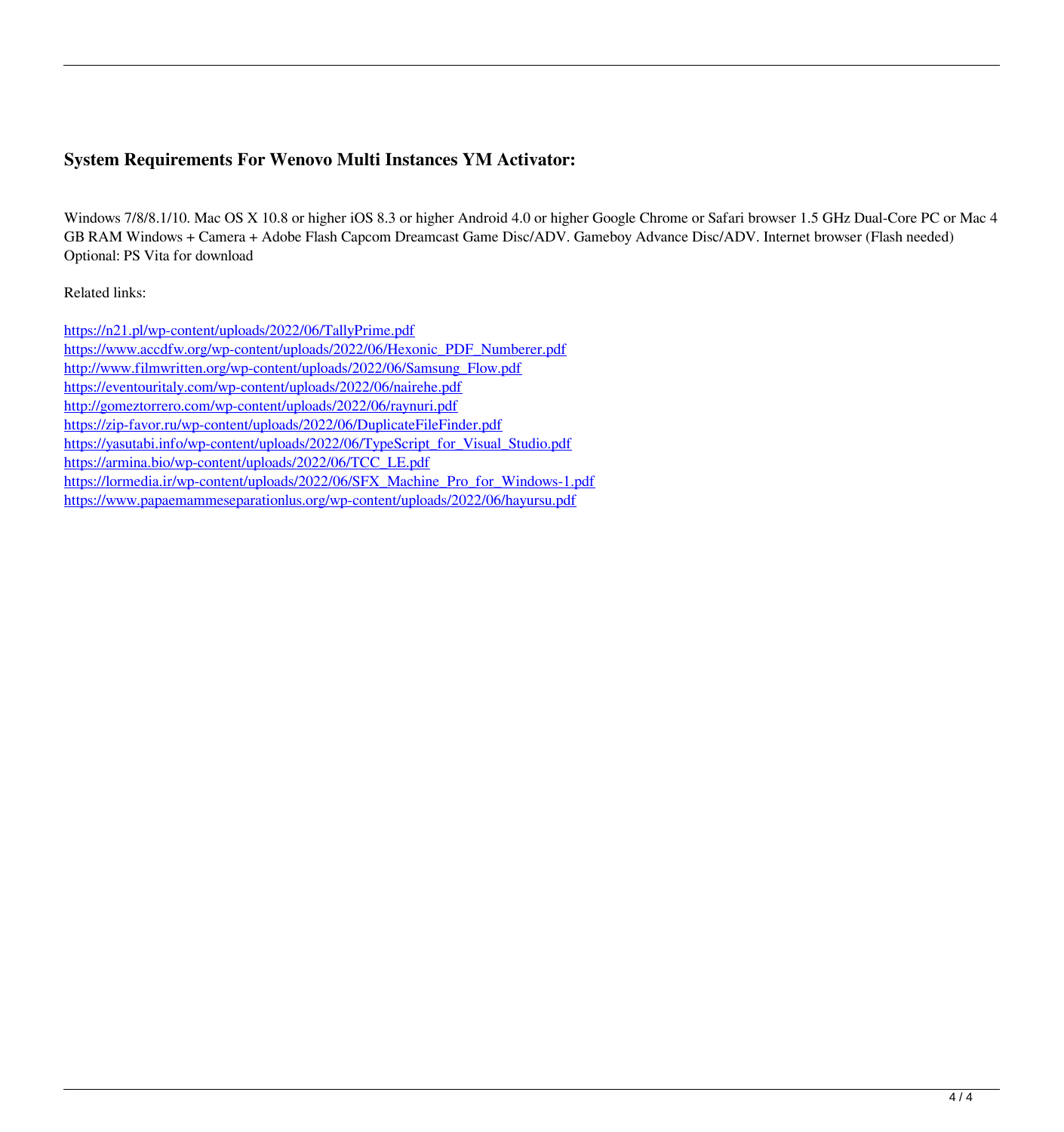### System Requirements For Wenovo Multi Instances YM Activator:

Windows 7/8/8.1/10. Mac OS X 10.8 or higher iOS 8.3 or higher Android 4.0 or higher Google Chrome or Safari browser 1.5 GHz Dual-Core PC or Mac 4 GB RAM Windows + Camera + Adobe Flash Capcom Dreamcast Game Disc/ADV. Gameboy Advance Disc/ADV. Internet browser (Flash needed) Optional: PS Vita for download

Related links:

https://n21.pl/wp-content/uploads/2022/06/TallyPrime.pdf
https://www.accdfw.org/wp-content/uploads/2022/06/Hexonic_PDF_Numberer.pdf
http://www.filmwritten.org/wp-content/uploads/2022/06/Samsung_Flow.pdf
https://eventouritaly.com/wp-content/uploads/2022/06/nairehe.pdf
http://gomeztorrero.com/wp-content/uploads/2022/06/raynuri.pdf
https://zip-favor.ru/wp-content/uploads/2022/06/DuplicateFileFinder.pdf
https://yasutabi.info/wp-content/uploads/2022/06/TypeScript_for_Visual_Studio.pdf
https://armina.bio/wp-content/uploads/2022/06/TCC_LE.pdf
https://lormedia.ir/wp-content/uploads/2022/06/SFX_Machine_Pro_for_Windows-1.pdf
https://www.papaemammeseparationlus.org/wp-content/uploads/2022/06/hayursu.pdf